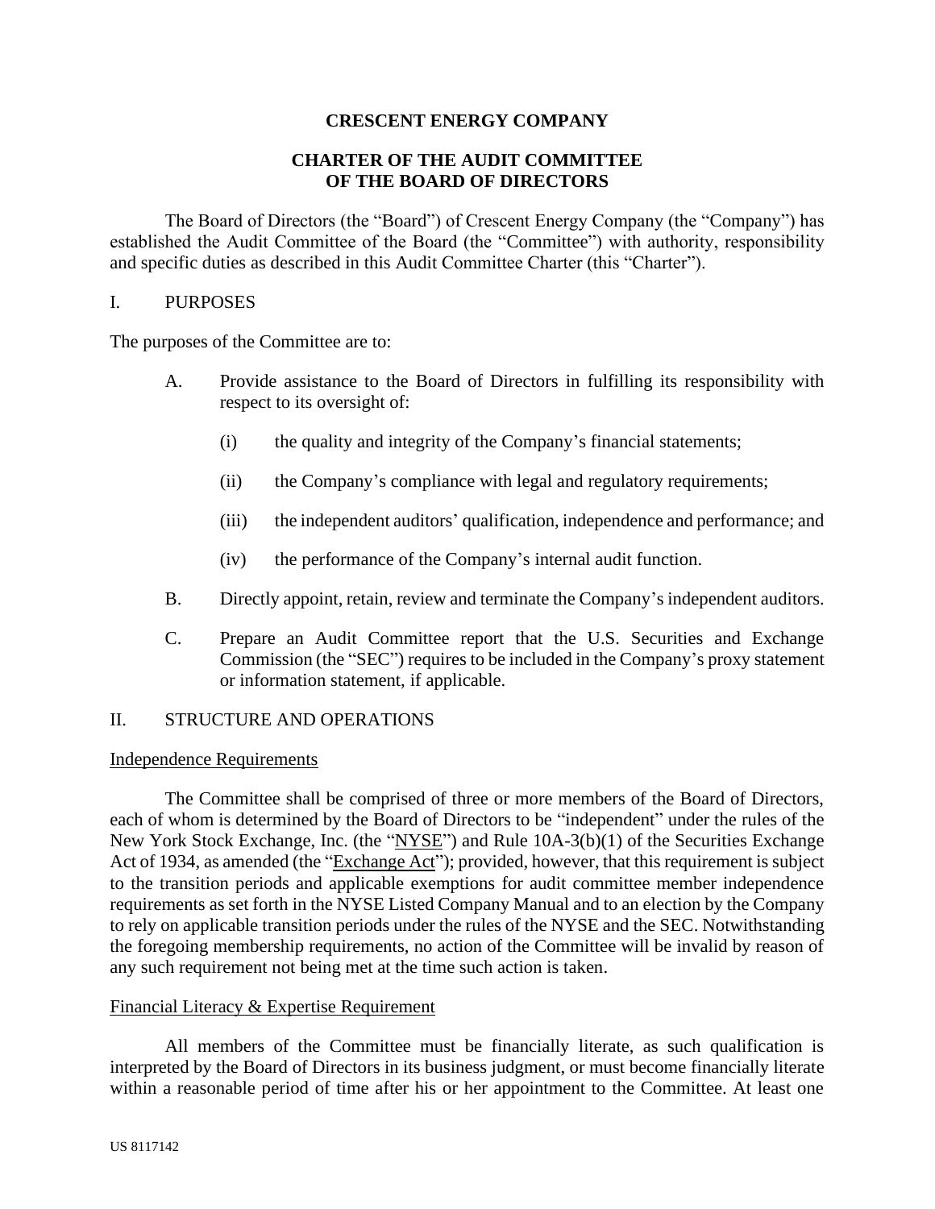**CRESCENT ENERGY COMPANY**

**CHARTER OF THE AUDIT COMMITTEE OF THE BOARD OF DIRECTORS**

The Board of Directors (the "Board") of Crescent Energy Company (the "Company") has established the Audit Committee of the Board (the "Committee") with authority, responsibility and specific duties as described in this Audit Committee Charter (this "Charter").

## I. PURPOSES

The purposes of the Committee are to:

A. Provide assistance to the Board of Directors in fulfilling its responsibility with respect to its oversight of:

  (i) the quality and integrity of the Company's financial statements;

  (ii) the Company's compliance with legal and regulatory requirements;

  (iii) the independent auditors' qualification, independence and performance; and

  (iv) the performance of the Company's internal audit function.

B. Directly appoint, retain, review and terminate the Company's independent auditors.

C. Prepare an Audit Committee report that the U.S. Securities and Exchange Commission (the "SEC") requires to be included in the Company's proxy statement or information statement, if applicable.

## II. STRUCTURE AND OPERATIONS

<u>Independence Requirements</u>

The Committee shall be comprised of three or more members of the Board of Directors, each of whom is determined by the Board of Directors to be "independent" under the rules of the New York Stock Exchange, Inc. (the "<u>NYSE</u>") and Rule 10A-3(b)(1) of the Securities Exchange Act of 1934, as amended (the "<u>Exchange Act</u>"); provided, however, that this requirement is subject to the transition periods and applicable exemptions for audit committee member independence requirements as set forth in the NYSE Listed Company Manual and to an election by the Company to rely on applicable transition periods under the rules of the NYSE and the SEC. Notwithstanding the foregoing membership requirements, no action of the Committee will be invalid by reason of any such requirement not being met at the time such action is taken.

<u>Financial Literacy & Expertise Requirement</u>

All members of the Committee must be financially literate, as such qualification is interpreted by the Board of Directors in its business judgment, or must become financially literate within a reasonable period of time after his or her appointment to the Committee. At least one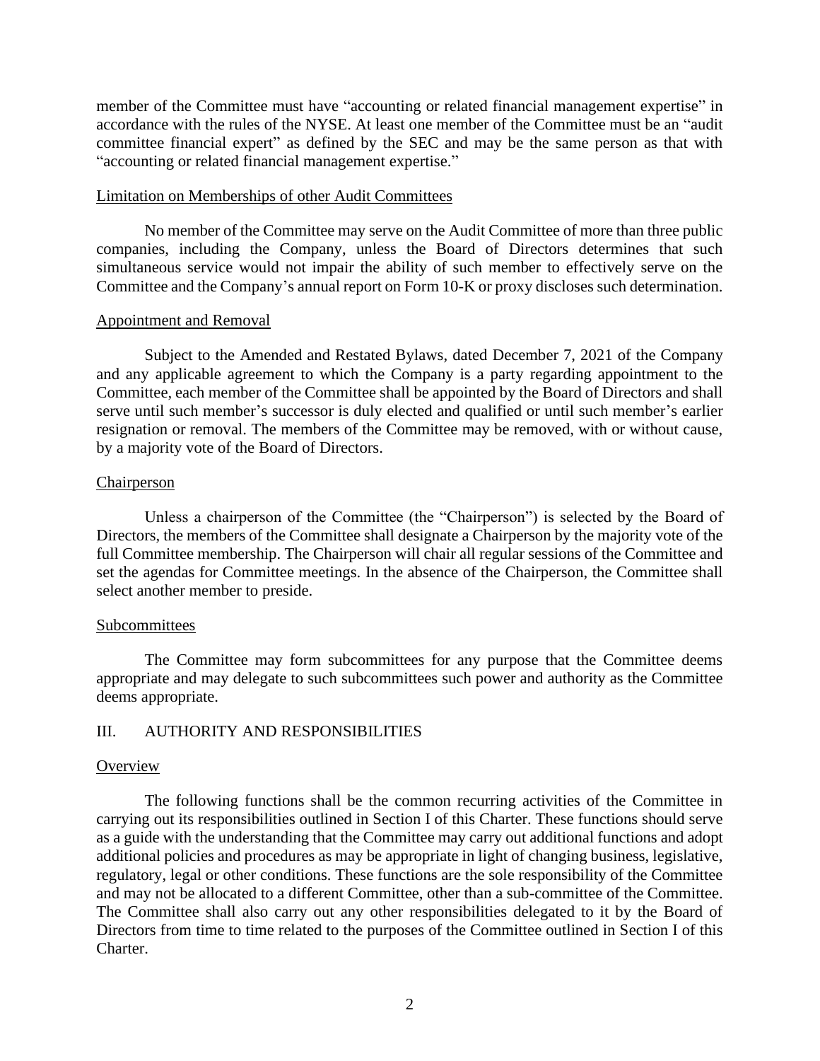member of the Committee must have "accounting or related financial management expertise" in accordance with the rules of the NYSE. At least one member of the Committee must be an "audit committee financial expert" as defined by the SEC and may be the same person as that with "accounting or related financial management expertise."

### Limitation on Memberships of other Audit Committees

No member of the Committee may serve on the Audit Committee of more than three public companies, including the Company, unless the Board of Directors determines that such simultaneous service would not impair the ability of such member to effectively serve on the Committee and the Company's annual report on Form 10-K or proxy discloses such determination.

### Appointment and Removal

Subject to the Amended and Restated Bylaws, dated December 7, 2021 of the Company and any applicable agreement to which the Company is a party regarding appointment to the Committee, each member of the Committee shall be appointed by the Board of Directors and shall serve until such member's successor is duly elected and qualified or until such member's earlier resignation or removal. The members of the Committee may be removed, with or without cause, by a majority vote of the Board of Directors.

### Chairperson

Unless a chairperson of the Committee (the "Chairperson") is selected by the Board of Directors, the members of the Committee shall designate a Chairperson by the majority vote of the full Committee membership. The Chairperson will chair all regular sessions of the Committee and set the agendas for Committee meetings. In the absence of the Chairperson, the Committee shall select another member to preside.

### Subcommittees

The Committee may form subcommittees for any purpose that the Committee deems appropriate and may delegate to such subcommittees such power and authority as the Committee deems appropriate.

## III. AUTHORITY AND RESPONSIBILITIES

### Overview

The following functions shall be the common recurring activities of the Committee in carrying out its responsibilities outlined in Section I of this Charter. These functions should serve as a guide with the understanding that the Committee may carry out additional functions and adopt additional policies and procedures as may be appropriate in light of changing business, legislative, regulatory, legal or other conditions. These functions are the sole responsibility of the Committee and may not be allocated to a different Committee, other than a sub-committee of the Committee. The Committee shall also carry out any other responsibilities delegated to it by the Board of Directors from time to time related to the purposes of the Committee outlined in Section I of this Charter.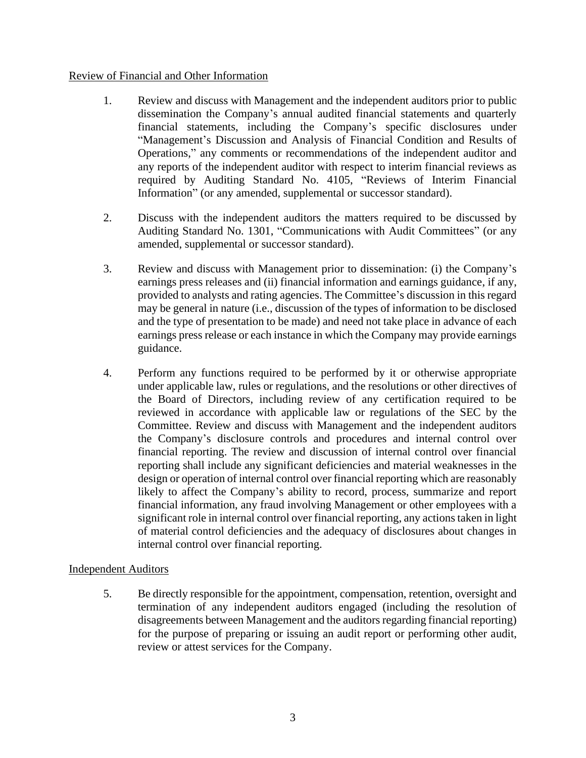<u>Review of Financial and Other Information</u>

1. Review and discuss with Management and the independent auditors prior to public dissemination the Company's annual audited financial statements and quarterly financial statements, including the Company's specific disclosures under "Management's Discussion and Analysis of Financial Condition and Results of Operations," any comments or recommendations of the independent auditor and any reports of the independent auditor with respect to interim financial reviews as required by Auditing Standard No. 4105, "Reviews of Interim Financial Information" (or any amended, supplemental or successor standard).

2. Discuss with the independent auditors the matters required to be discussed by Auditing Standard No. 1301, "Communications with Audit Committees" (or any amended, supplemental or successor standard).

3. Review and discuss with Management prior to dissemination: (i) the Company's earnings press releases and (ii) financial information and earnings guidance, if any, provided to analysts and rating agencies. The Committee's discussion in this regard may be general in nature (i.e., discussion of the types of information to be disclosed and the type of presentation to be made) and need not take place in advance of each earnings press release or each instance in which the Company may provide earnings guidance.

4. Perform any functions required to be performed by it or otherwise appropriate under applicable law, rules or regulations, and the resolutions or other directives of the Board of Directors, including review of any certification required to be reviewed in accordance with applicable law or regulations of the SEC by the Committee. Review and discuss with Management and the independent auditors the Company's disclosure controls and procedures and internal control over financial reporting. The review and discussion of internal control over financial reporting shall include any significant deficiencies and material weaknesses in the design or operation of internal control over financial reporting which are reasonably likely to affect the Company's ability to record, process, summarize and report financial information, any fraud involving Management or other employees with a significant role in internal control over financial reporting, any actions taken in light of material control deficiencies and the adequacy of disclosures about changes in internal control over financial reporting.

<u>Independent Auditors</u>

5. Be directly responsible for the appointment, compensation, retention, oversight and termination of any independent auditors engaged (including the resolution of disagreements between Management and the auditors regarding financial reporting) for the purpose of preparing or issuing an audit report or performing other audit, review or attest services for the Company.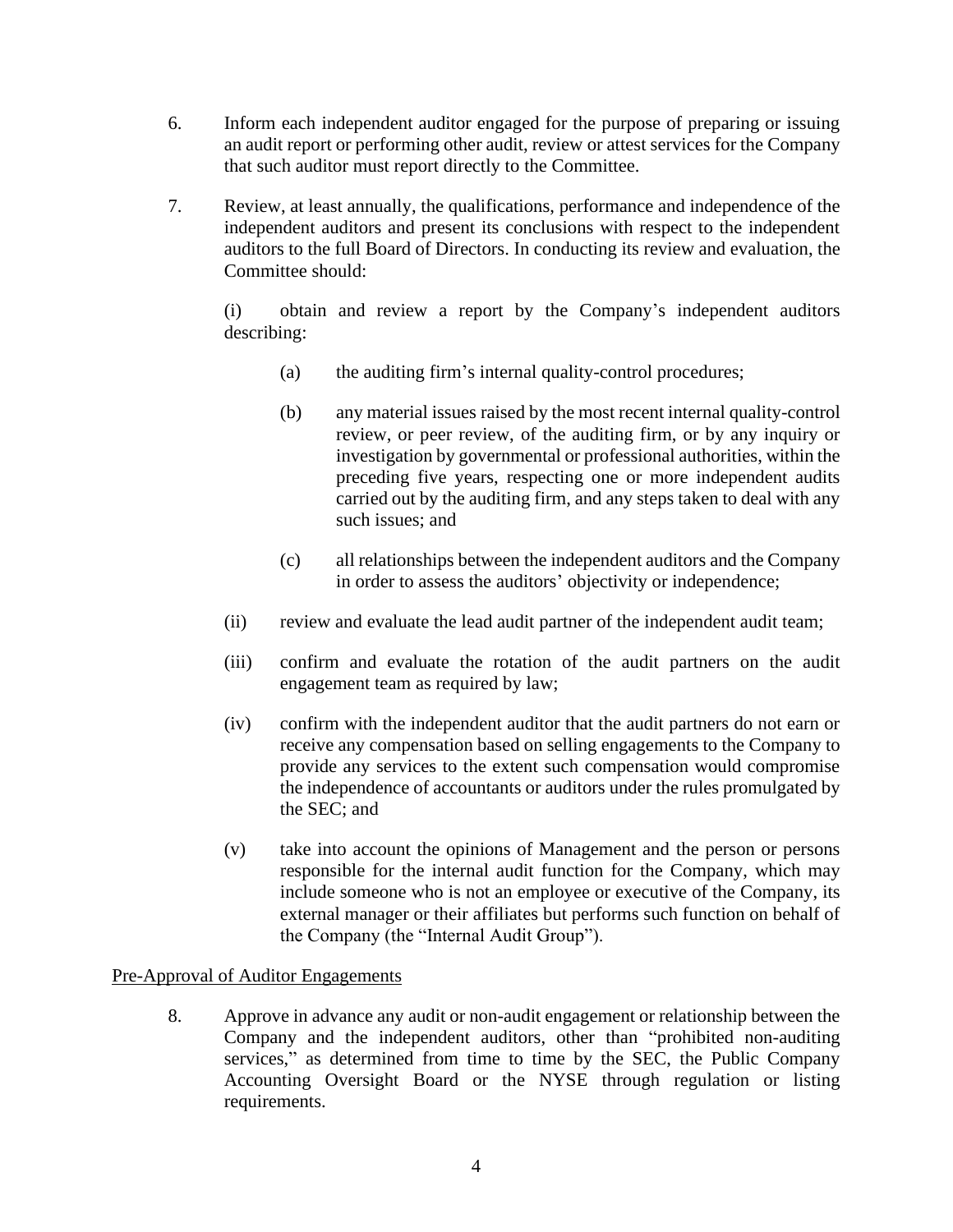6. Inform each independent auditor engaged for the purpose of preparing or issuing an audit report or performing other audit, review or attest services for the Company that such auditor must report directly to the Committee.

7. Review, at least annually, the qualifications, performance and independence of the independent auditors and present its conclusions with respect to the independent auditors to the full Board of Directors. In conducting its review and evaluation, the Committee should:

   (i) obtain and review a report by the Company's independent auditors describing:

      (a) the auditing firm's internal quality-control procedures;

      (b) any material issues raised by the most recent internal quality-control review, or peer review, of the auditing firm, or by any inquiry or investigation by governmental or professional authorities, within the preceding five years, respecting one or more independent audits carried out by the auditing firm, and any steps taken to deal with any such issues; and

      (c) all relationships between the independent auditors and the Company in order to assess the auditors' objectivity or independence;

   (ii) review and evaluate the lead audit partner of the independent audit team;

   (iii) confirm and evaluate the rotation of the audit partners on the audit engagement team as required by law;

   (iv) confirm with the independent auditor that the audit partners do not earn or receive any compensation based on selling engagements to the Company to provide any services to the extent such compensation would compromise the independence of accountants or auditors under the rules promulgated by the SEC; and

   (v) take into account the opinions of Management and the person or persons responsible for the internal audit function for the Company, which may include someone who is not an employee or executive of the Company, its external manager or their affiliates but performs such function on behalf of the Company (the "Internal Audit Group").

Pre-Approval of Auditor Engagements

8. Approve in advance any audit or non-audit engagement or relationship between the Company and the independent auditors, other than "prohibited non-auditing services," as determined from time to time by the SEC, the Public Company Accounting Oversight Board or the NYSE through regulation or listing requirements.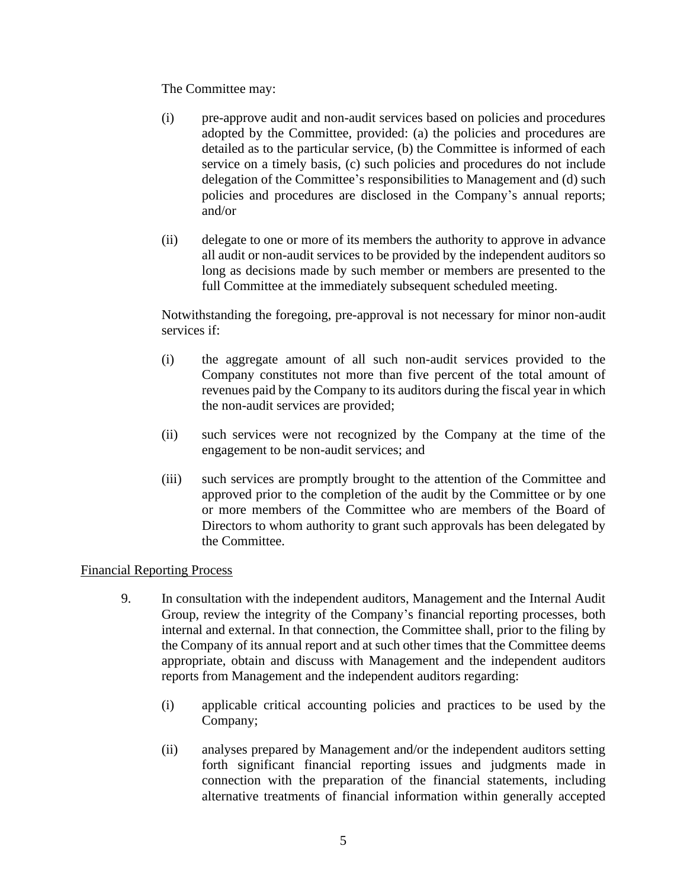The Committee may:

(i) pre-approve audit and non-audit services based on policies and procedures adopted by the Committee, provided: (a) the policies and procedures are detailed as to the particular service, (b) the Committee is informed of each service on a timely basis, (c) such policies and procedures do not include delegation of the Committee's responsibilities to Management and (d) such policies and procedures are disclosed in the Company's annual reports; and/or

(ii) delegate to one or more of its members the authority to approve in advance all audit or non-audit services to be provided by the independent auditors so long as decisions made by such member or members are presented to the full Committee at the immediately subsequent scheduled meeting.

Notwithstanding the foregoing, pre-approval is not necessary for minor non-audit services if:

(i) the aggregate amount of all such non-audit services provided to the Company constitutes not more than five percent of the total amount of revenues paid by the Company to its auditors during the fiscal year in which the non-audit services are provided;

(ii) such services were not recognized by the Company at the time of the engagement to be non-audit services; and

(iii) such services are promptly brought to the attention of the Committee and approved prior to the completion of the audit by the Committee or by one or more members of the Committee who are members of the Board of Directors to whom authority to grant such approvals has been delegated by the Committee.

<u>Financial Reporting Process</u>

9. In consultation with the independent auditors, Management and the Internal Audit Group, review the integrity of the Company's financial reporting processes, both internal and external. In that connection, the Committee shall, prior to the filing by the Company of its annual report and at such other times that the Committee deems appropriate, obtain and discuss with Management and the independent auditors reports from Management and the independent auditors regarding:

   (i) applicable critical accounting policies and practices to be used by the Company;

   (ii) analyses prepared by Management and/or the independent auditors setting forth significant financial reporting issues and judgments made in connection with the preparation of the financial statements, including alternative treatments of financial information within generally accepted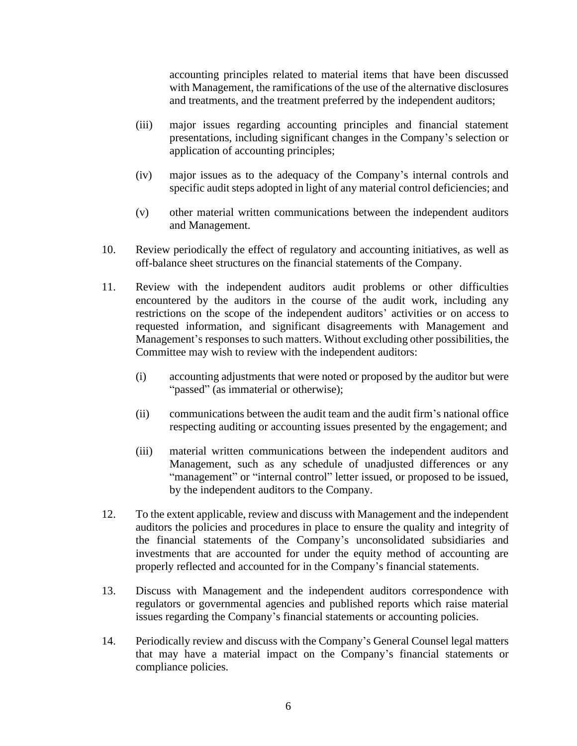accounting principles related to material items that have been discussed with Management, the ramifications of the use of the alternative disclosures and treatments, and the treatment preferred by the independent auditors;

(iii) major issues regarding accounting principles and financial statement presentations, including significant changes in the Company's selection or application of accounting principles;

(iv) major issues as to the adequacy of the Company's internal controls and specific audit steps adopted in light of any material control deficiencies; and

(v) other material written communications between the independent auditors and Management.

10. Review periodically the effect of regulatory and accounting initiatives, as well as off-balance sheet structures on the financial statements of the Company.

11. Review with the independent auditors audit problems or other difficulties encountered by the auditors in the course of the audit work, including any restrictions on the scope of the independent auditors' activities or on access to requested information, and significant disagreements with Management and Management's responses to such matters. Without excluding other possibilities, the Committee may wish to review with the independent auditors:

    (i) accounting adjustments that were noted or proposed by the auditor but were "passed" (as immaterial or otherwise);

    (ii) communications between the audit team and the audit firm's national office respecting auditing or accounting issues presented by the engagement; and

    (iii) material written communications between the independent auditors and Management, such as any schedule of unadjusted differences or any "management" or "internal control" letter issued, or proposed to be issued, by the independent auditors to the Company.

12. To the extent applicable, review and discuss with Management and the independent auditors the policies and procedures in place to ensure the quality and integrity of the financial statements of the Company's unconsolidated subsidiaries and investments that are accounted for under the equity method of accounting are properly reflected and accounted for in the Company's financial statements.

13. Discuss with Management and the independent auditors correspondence with regulators or governmental agencies and published reports which raise material issues regarding the Company's financial statements or accounting policies.

14. Periodically review and discuss with the Company's General Counsel legal matters that may have a material impact on the Company's financial statements or compliance policies.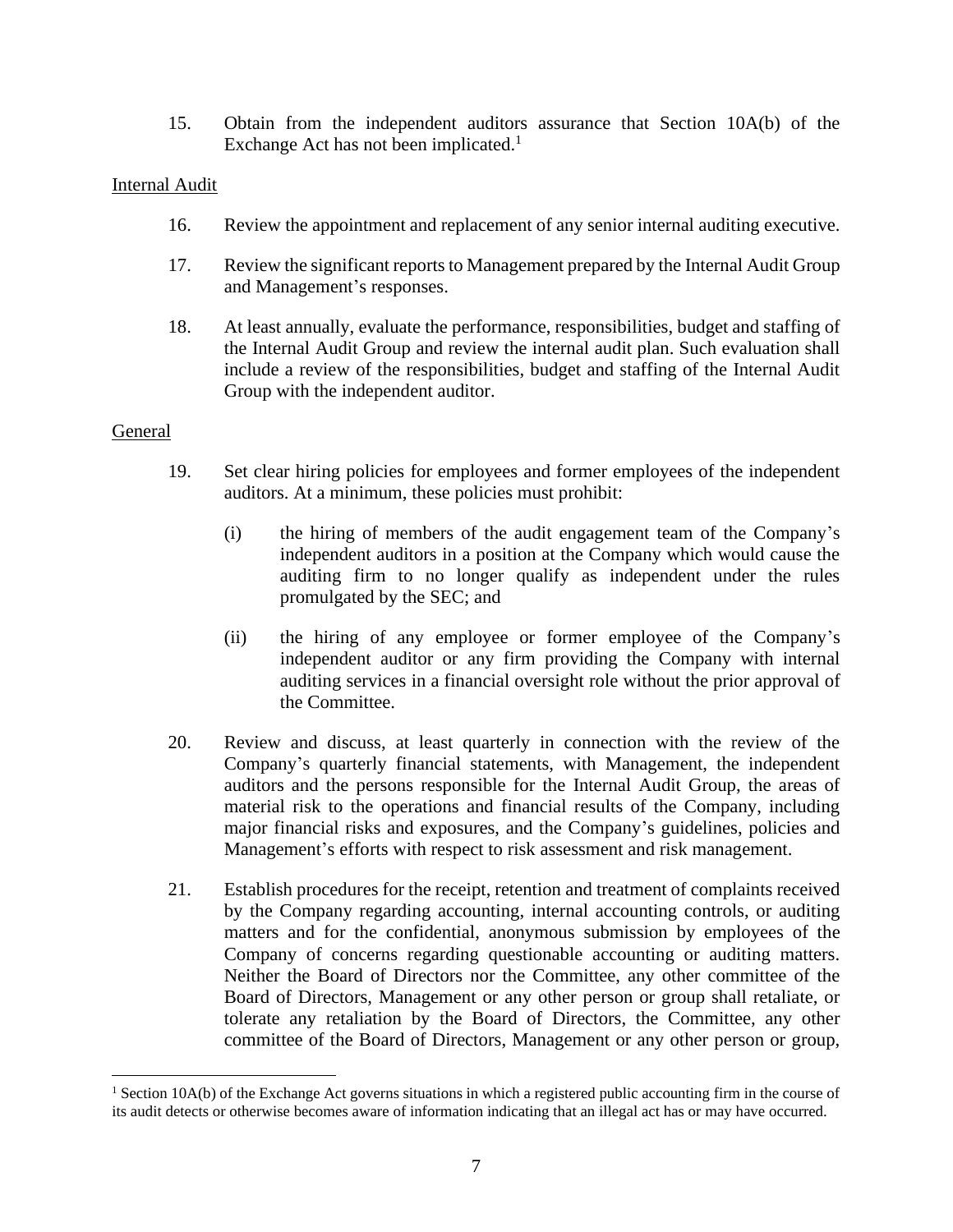15. Obtain from the independent auditors assurance that Section 10A(b) of the Exchange Act has not been implicated.[1]

Internal Audit

16. Review the appointment and replacement of any senior internal auditing executive.

17. Review the significant reports to Management prepared by the Internal Audit Group and Management's responses.

18. At least annually, evaluate the performance, responsibilities, budget and staffing of the Internal Audit Group and review the internal audit plan. Such evaluation shall include a review of the responsibilities, budget and staffing of the Internal Audit Group with the independent auditor.

General

19. Set clear hiring policies for employees and former employees of the independent auditors. At a minimum, these policies must prohibit:

    (i) the hiring of members of the audit engagement team of the Company's independent auditors in a position at the Company which would cause the auditing firm to no longer qualify as independent under the rules promulgated by the SEC; and

    (ii) the hiring of any employee or former employee of the Company's independent auditor or any firm providing the Company with internal auditing services in a financial oversight role without the prior approval of the Committee.

20. Review and discuss, at least quarterly in connection with the review of the Company's quarterly financial statements, with Management, the independent auditors and the persons responsible for the Internal Audit Group, the areas of material risk to the operations and financial results of the Company, including major financial risks and exposures, and the Company's guidelines, policies and Management's efforts with respect to risk assessment and risk management.

21. Establish procedures for the receipt, retention and treatment of complaints received by the Company regarding accounting, internal accounting controls, or auditing matters and for the confidential, anonymous submission by employees of the Company of concerns regarding questionable accounting or auditing matters. Neither the Board of Directors nor the Committee, any other committee of the Board of Directors, Management or any other person or group shall retaliate, or tolerate any retaliation by the Board of Directors, the Committee, any other committee of the Board of Directors, Management or any other person or group,

---

[1] Section 10A(b) of the Exchange Act governs situations in which a registered public accounting firm in the course of its audit detects or otherwise becomes aware of information indicating that an illegal act has or may have occurred.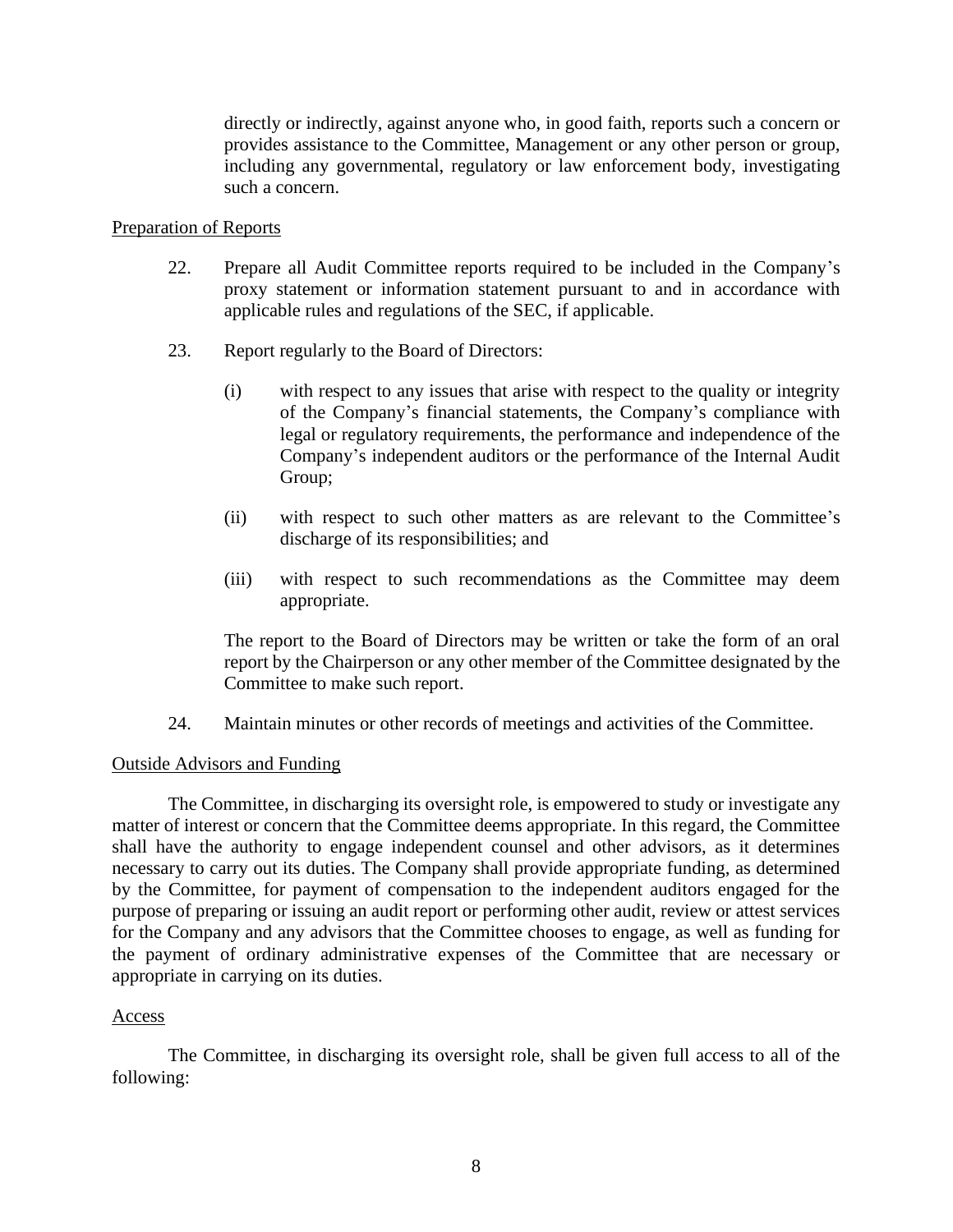directly or indirectly, against anyone who, in good faith, reports such a concern or provides assistance to the Committee, Management or any other person or group, including any governmental, regulatory or law enforcement body, investigating such a concern.

Preparation of Reports

22. Prepare all Audit Committee reports required to be included in the Company's proxy statement or information statement pursuant to and in accordance with applicable rules and regulations of the SEC, if applicable.

23. Report regularly to the Board of Directors:

    (i) with respect to any issues that arise with respect to the quality or integrity of the Company's financial statements, the Company's compliance with legal or regulatory requirements, the performance and independence of the Company's independent auditors or the performance of the Internal Audit Group;

    (ii) with respect to such other matters as are relevant to the Committee's discharge of its responsibilities; and

    (iii) with respect to such recommendations as the Committee may deem appropriate.

    The report to the Board of Directors may be written or take the form of an oral report by the Chairperson or any other member of the Committee designated by the Committee to make such report.

24. Maintain minutes or other records of meetings and activities of the Committee.

Outside Advisors and Funding

The Committee, in discharging its oversight role, is empowered to study or investigate any matter of interest or concern that the Committee deems appropriate. In this regard, the Committee shall have the authority to engage independent counsel and other advisors, as it determines necessary to carry out its duties. The Company shall provide appropriate funding, as determined by the Committee, for payment of compensation to the independent auditors engaged for the purpose of preparing or issuing an audit report or performing other audit, review or attest services for the Company and any advisors that the Committee chooses to engage, as well as funding for the payment of ordinary administrative expenses of the Committee that are necessary or appropriate in carrying on its duties.

Access

The Committee, in discharging its oversight role, shall be given full access to all of the following: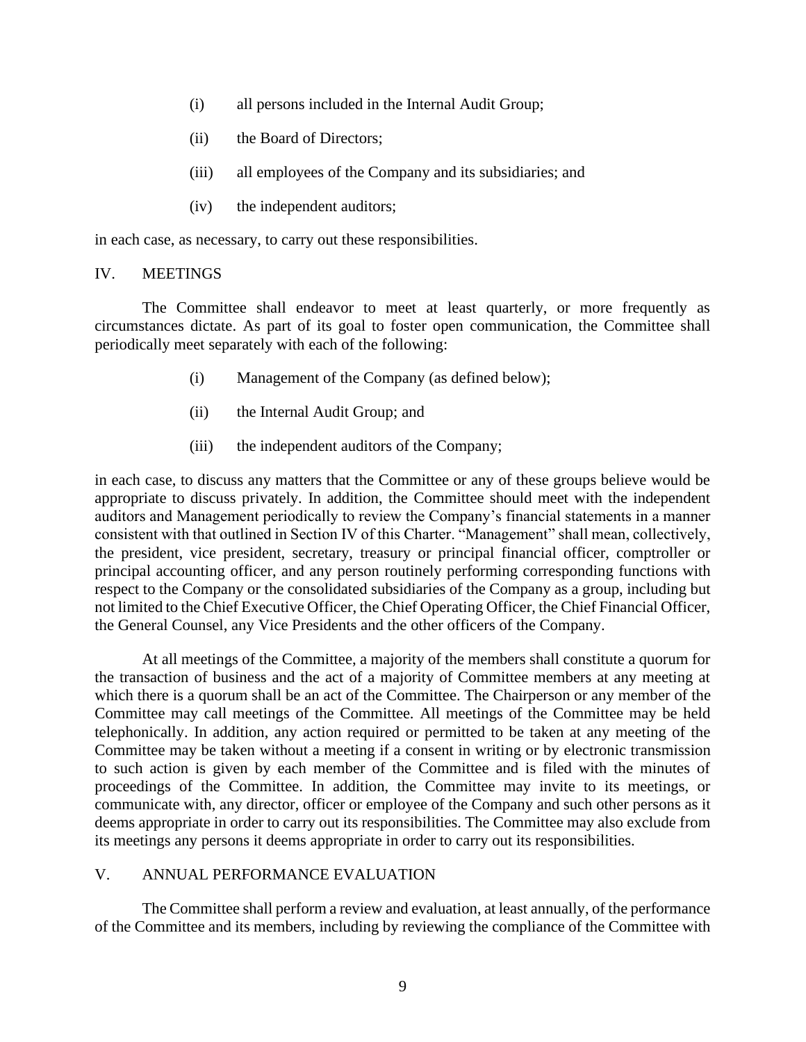(i) all persons included in the Internal Audit Group;

(ii) the Board of Directors;

(iii) all employees of the Company and its subsidiaries; and

(iv) the independent auditors;

in each case, as necessary, to carry out these responsibilities.

## IV. MEETINGS

The Committee shall endeavor to meet at least quarterly, or more frequently as circumstances dictate. As part of its goal to foster open communication, the Committee shall periodically meet separately with each of the following:

(i) Management of the Company (as defined below);

(ii) the Internal Audit Group; and

(iii) the independent auditors of the Company;

in each case, to discuss any matters that the Committee or any of these groups believe would be appropriate to discuss privately. In addition, the Committee should meet with the independent auditors and Management periodically to review the Company's financial statements in a manner consistent with that outlined in Section IV of this Charter. "Management" shall mean, collectively, the president, vice president, secretary, treasury or principal financial officer, comptroller or principal accounting officer, and any person routinely performing corresponding functions with respect to the Company or the consolidated subsidiaries of the Company as a group, including but not limited to the Chief Executive Officer, the Chief Operating Officer, the Chief Financial Officer, the General Counsel, any Vice Presidents and the other officers of the Company.

At all meetings of the Committee, a majority of the members shall constitute a quorum for the transaction of business and the act of a majority of Committee members at any meeting at which there is a quorum shall be an act of the Committee. The Chairperson or any member of the Committee may call meetings of the Committee. All meetings of the Committee may be held telephonically. In addition, any action required or permitted to be taken at any meeting of the Committee may be taken without a meeting if a consent in writing or by electronic transmission to such action is given by each member of the Committee and is filed with the minutes of proceedings of the Committee. In addition, the Committee may invite to its meetings, or communicate with, any director, officer or employee of the Company and such other persons as it deems appropriate in order to carry out its responsibilities. The Committee may also exclude from its meetings any persons it deems appropriate in order to carry out its responsibilities.

## V. ANNUAL PERFORMANCE EVALUATION

The Committee shall perform a review and evaluation, at least annually, of the performance of the Committee and its members, including by reviewing the compliance of the Committee with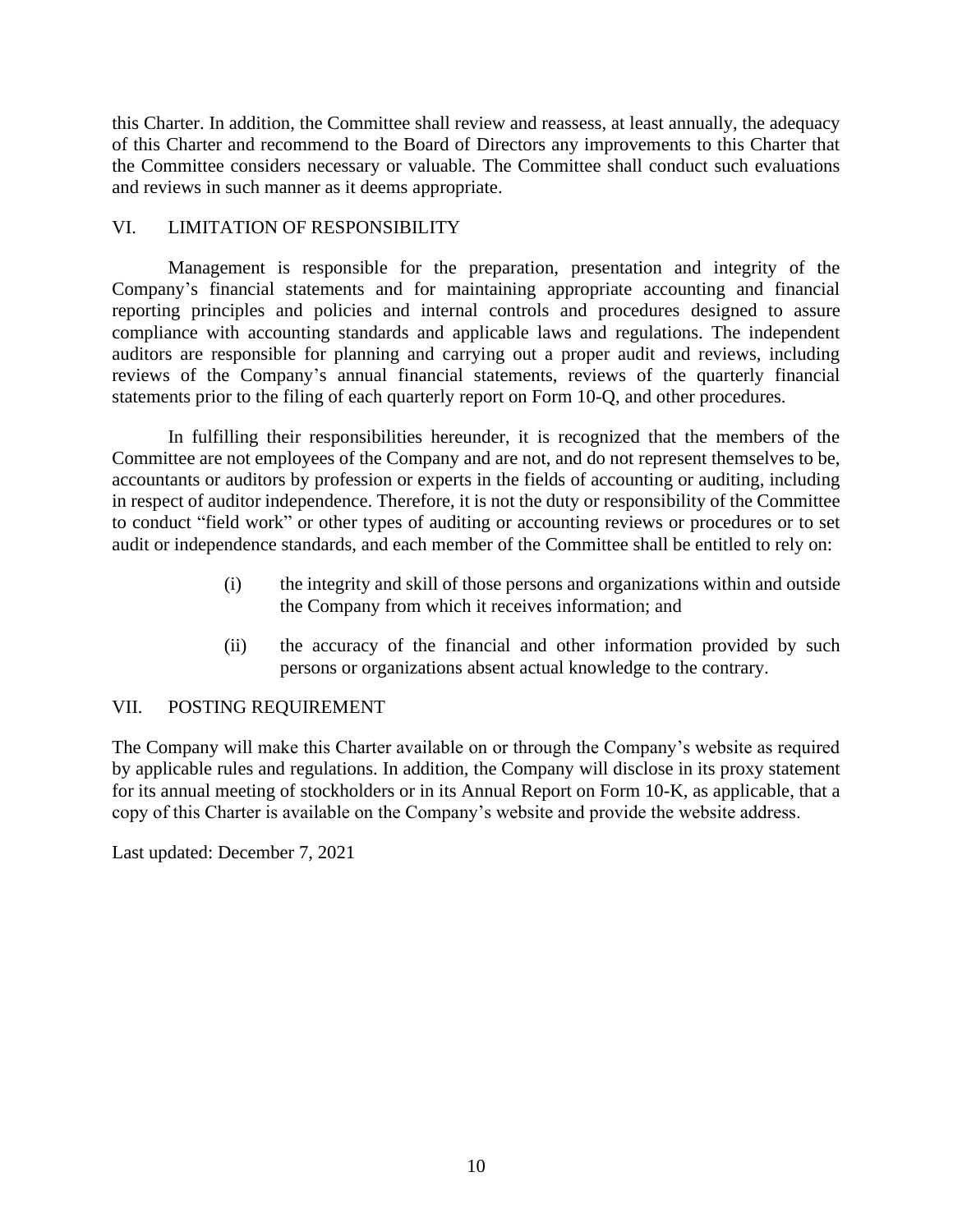this Charter. In addition, the Committee shall review and reassess, at least annually, the adequacy of this Charter and recommend to the Board of Directors any improvements to this Charter that the Committee considers necessary or valuable. The Committee shall conduct such evaluations and reviews in such manner as it deems appropriate.

## VI. LIMITATION OF RESPONSIBILITY

Management is responsible for the preparation, presentation and integrity of the Company's financial statements and for maintaining appropriate accounting and financial reporting principles and policies and internal controls and procedures designed to assure compliance with accounting standards and applicable laws and regulations. The independent auditors are responsible for planning and carrying out a proper audit and reviews, including reviews of the Company's annual financial statements, reviews of the quarterly financial statements prior to the filing of each quarterly report on Form 10-Q, and other procedures.

In fulfilling their responsibilities hereunder, it is recognized that the members of the Committee are not employees of the Company and are not, and do not represent themselves to be, accountants or auditors by profession or experts in the fields of accounting or auditing, including in respect of auditor independence. Therefore, it is not the duty or responsibility of the Committee to conduct "field work" or other types of auditing or accounting reviews or procedures or to set audit or independence standards, and each member of the Committee shall be entitled to rely on:

(i) the integrity and skill of those persons and organizations within and outside the Company from which it receives information; and

(ii) the accuracy of the financial and other information provided by such persons or organizations absent actual knowledge to the contrary.

## VII. POSTING REQUIREMENT

The Company will make this Charter available on or through the Company's website as required by applicable rules and regulations. In addition, the Company will disclose in its proxy statement for its annual meeting of stockholders or in its Annual Report on Form 10-K, as applicable, that a copy of this Charter is available on the Company's website and provide the website address.

Last updated: December 7, 2021